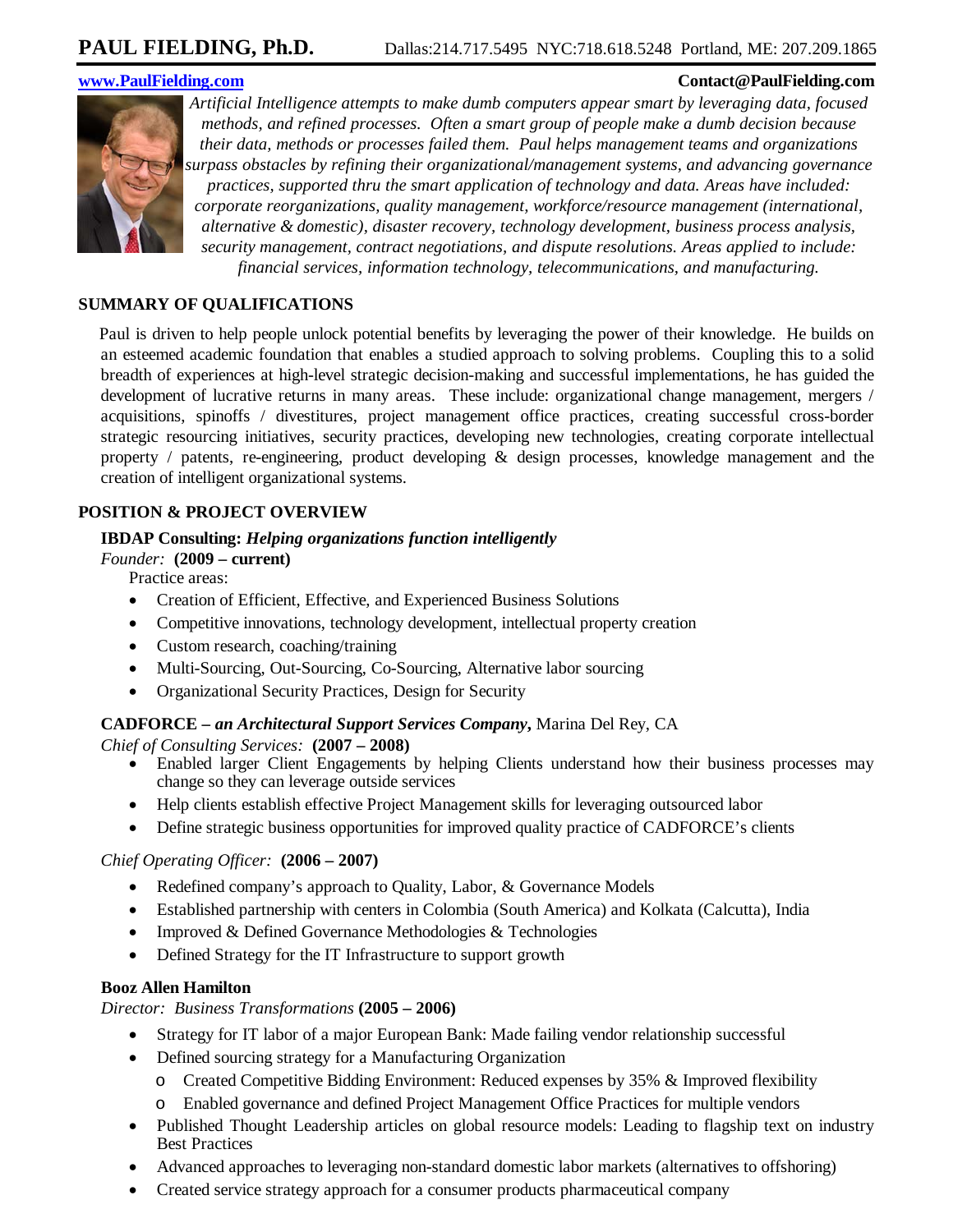# PAUL FIELDING, Ph.D.

Dallas:214.717.5495 NYC:718.618.5248 Portland, ME: 207.209.1865

www.PaulFielding.com **Contact@PaulFielding.com**

*Artificial Intelligence attempts to make dumb computers appear smart by leveraging data, focused methods, and refined processes. Often a smart group of people make a dumb decision because their data, methods or processes failed them. Paul helps management teams and organizations surpass obstacles by refining their organizational/management systems, and advancing governance practices, supported thru the smart application of technology and data. Areas have included: corporate reorganizations, quality management, workforce/resource management (international, alternative & domestic), disaster recovery, technology development, business process analysis, security management, contract negotiations, and dispute resolutions. Areas applied to include: financial services, information technology, telecommunications, and manufacturing.*

## SUMMARY OF QUALIFICATIONS

Paul is driven to help people unlock potential benefits by leveraging the power of their knowledge. He builds on an esteemed academic foundation that enables a studied approach to solving problems. Coupling this to a solid breadth of experiences at high-level strategic decision-making and successful implementations, he has guided the development of lucrative returns in many areas. These include: organizational change management, mergers / acquisitions, spinoffs / divestitures, project management office practices, creating successful cross-border strategic resourcing initiatives, security practices, developing new technologies, creating corporate intellectual property / patents, re-engineering, product developing & design processes, knowledge management and the creation of intelligent organizational systems.

## POSITION & PROJECT OVERVIEW

### IBDAP Consulting: *Helping organizations function intelligently*

*Founder:* **(2009 – current)**

Practice areas:

- Creation of Efficient, Effective, and Experienced Business Solutions
- Competitive innovations, technology development, intellectual property creation
- Custom research, coaching/training
- Multi-Sourcing, Out-Sourcing, Co-Sourcing, Alternative labor sourcing
- Organizational Security Practices, Design for Security

### CADFORCE – *an Architectural Support Services Company*, Marina Del Rey, CA

*Chief of Consulting Services:* **(2007 – 2008)**

- Enabled larger Client Engagements by helping Clients understand how their business processes may change so they can leverage outside services
- Help clients establish effective Project Management skills for leveraging outsourced labor
- Define strategic business opportunities for improved quality practice of CADFORCE's clients

*Chief Operating Officer:* **(2006 – 2007)**

- Redefined company's approach to Quality, Labor, & Governance Models
- Established partnership with centers in Colombia (South America) and Kolkata (Calcutta), India
- Improved & Defined Governance Methodologies & Technologies
- Defined Strategy for the IT Infrastructure to support growth

### Booz Allen Hamilton

*Director: Business Transformations* **(2005 – 2006)**

- Strategy for IT labor of a major European Bank: Made failing vendor relationship successful
- Defined sourcing strategy for a Manufacturing Organization
  - Created Competitive Bidding Environment: Reduced expenses by 35% & Improved flexibility
  - Enabled governance and defined Project Management Office Practices for multiple vendors
- Published Thought Leadership articles on global resource models: Leading to flagship text on industry Best Practices
- Advanced approaches to leveraging non-standard domestic labor markets (alternatives to offshoring)
- Created service strategy approach for a consumer products pharmaceutical company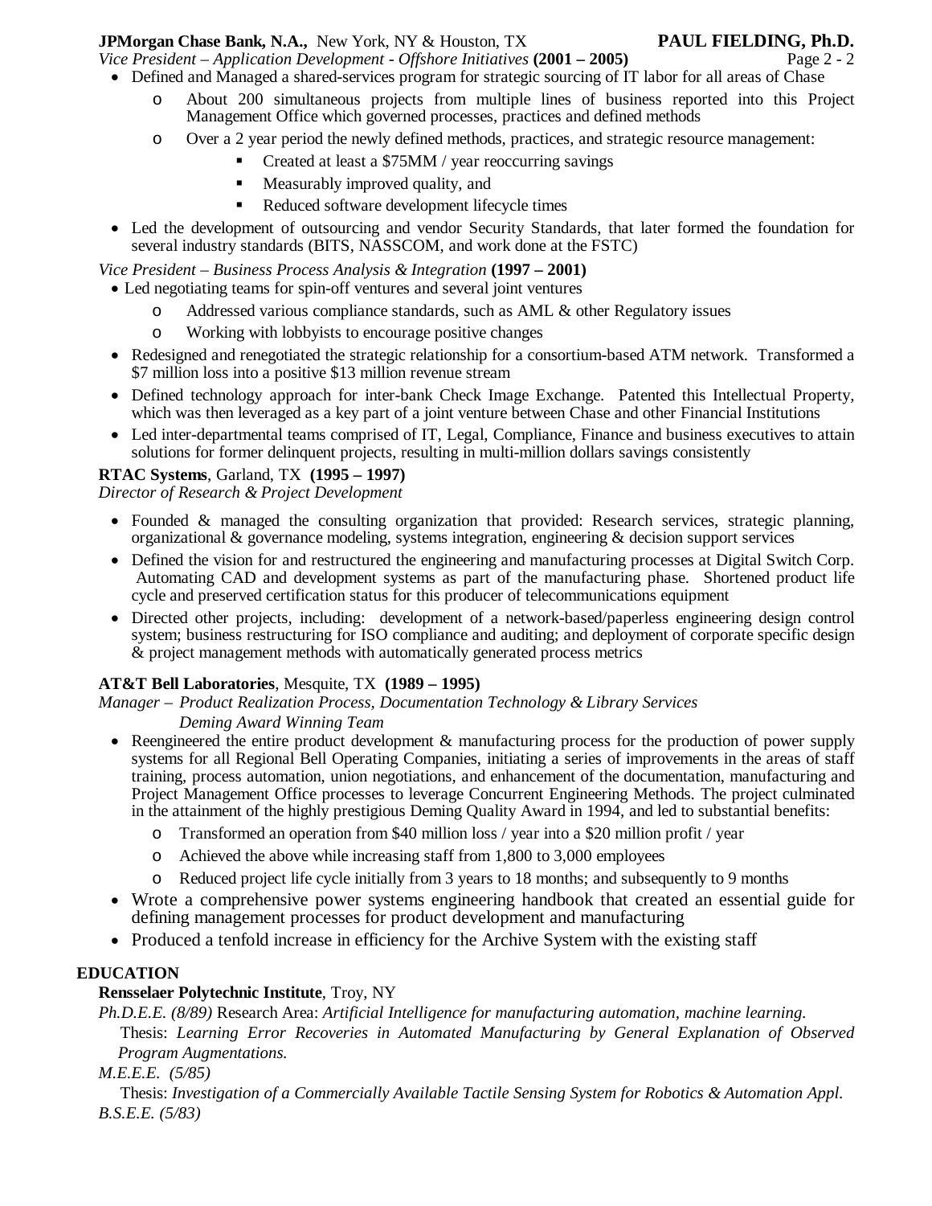**JPMorgan Chase Bank, N.A.,** New York, NY & Houston, TX

*Vice President – Application Development - Offshore Initiatives* **(2001 – 2005)**

- Defined and Managed a shared-services program for strategic sourcing of IT labor for all areas of Chase
  - About 200 simultaneous projects from multiple lines of business reported into this Project Management Office which governed processes, practices and defined methods
  - Over a 2 year period the newly defined methods, practices, and strategic resource management:
    - Created at least a $75MM / year reoccurring savings
    - Measurably improved quality, and
    - Reduced software development lifecycle times
- Led the development of outsourcing and vendor Security Standards, that later formed the foundation for several industry standards (BITS, NASSCOM, and work done at the FSTC)

*Vice President – Business Process Analysis & Integration* **(1997 – 2001)**

- Led negotiating teams for spin-off ventures and several joint ventures
  - Addressed various compliance standards, such as AML & other Regulatory issues
  - Working with lobbyists to encourage positive changes
- Redesigned and renegotiated the strategic relationship for a consortium-based ATM network. Transformed a $7 million loss into a positive $13 million revenue stream
- Defined technology approach for inter-bank Check Image Exchange. Patented this Intellectual Property, which was then leveraged as a key part of a joint venture between Chase and other Financial Institutions
- Led inter-departmental teams comprised of IT, Legal, Compliance, Finance and business executives to attain solutions for former delinquent projects, resulting in multi-million dollars savings consistently

**RTAC Systems**, Garland, TX **(1995 – 1997)**

*Director of Research & Project Development*

- Founded & managed the consulting organization that provided: Research services, strategic planning, organizational & governance modeling, systems integration, engineering & decision support services
- Defined the vision for and restructured the engineering and manufacturing processes at Digital Switch Corp. Automating CAD and development systems as part of the manufacturing phase. Shortened product life cycle and preserved certification status for this producer of telecommunications equipment
- Directed other projects, including: development of a network-based/paperless engineering design control system; business restructuring for ISO compliance and auditing; and deployment of corporate specific design & project management methods with automatically generated process metrics

**AT&T Bell Laboratories**, Mesquite, TX **(1989 – 1995)**

*Manager – Product Realization Process, Documentation Technology & Library Services*
*Deming Award Winning Team*

- Reengineered the entire product development & manufacturing process for the production of power supply systems for all Regional Bell Operating Companies, initiating a series of improvements in the areas of staff training, process automation, union negotiations, and enhancement of the documentation, manufacturing and Project Management Office processes to leverage Concurrent Engineering Methods. The project culminated in the attainment of the highly prestigious Deming Quality Award in 1994, and led to substantial benefits:
  - Transformed an operation from $40 million loss / year into a $20 million profit / year
  - Achieved the above while increasing staff from 1,800 to 3,000 employees
  - Reduced project life cycle initially from 3 years to 18 months; and subsequently to 9 months
- Wrote a comprehensive power systems engineering handbook that created an essential guide for defining management processes for product development and manufacturing
- Produced a tenfold increase in efficiency for the Archive System with the existing staff

## EDUCATION

**Rensselaer Polytechnic Institute**, Troy, NY

*Ph.D.E.E. (8/89)* Research Area: *Artificial Intelligence for manufacturing automation, machine learning.*
Thesis: *Learning Error Recoveries in Automated Manufacturing by General Explanation of Observed Program Augmentations.*

*M.E.E.E. (5/85)*
Thesis: *Investigation of a Commercially Available Tactile Sensing System for Robotics & Automation Appl.*

*B.S.E.E. (5/83)*